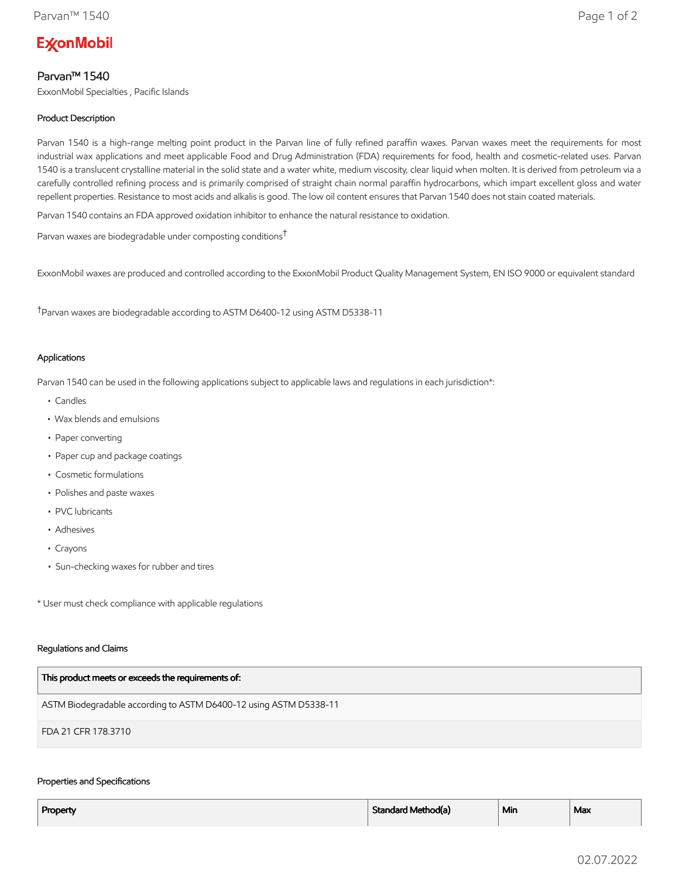# Parvan™ 1540

ExxonMobil Specialties , Pacific Islands

## Product Description

Parvan 1540 is a high-range melting point product in the Parvan line of fully refined paraffin waxes. Parvan waxes meet the requirements for most industrial wax applications and meet applicable Food and Drug Administration (FDA) requirements for food, health and cosmetic-related uses. Parvan 1540 is a translucent crystalline material in the solid state and a water white, medium viscosity, clear liquid when molten. It is derived from petroleum via a carefully controlled refining process and is primarily comprised of straight chain normal paraffin hydrocarbons, which impart excellent gloss and water repellent properties. Resistance to most acids and alkalis is good. The low oil content ensures that Parvan 1540 does not stain coated materials.

Parvan 1540 contains an FDA approved oxidation inhibitor to enhance the natural resistance to oxidation.

Parvan waxes are biodegradable under composting conditions[†]

ExxonMobil waxes are produced and controlled according to the ExxonMobil Product Quality Management System, EN ISO 9000 or equivalent standard

[†]Parvan waxes are biodegradable according to ASTM D6400-12 using ASTM D5338-11

## Applications

Parvan 1540 can be used in the following applications subject to applicable laws and regulations in each jurisdiction*:

- Candles
- Wax blends and emulsions
- Paper converting
- Paper cup and package coatings
- Cosmetic formulations
- Polishes and paste waxes
- PVC lubricants
- Adhesives
- Crayons
- Sun-checking waxes for rubber and tires

* User must check compliance with applicable regulations

## Regulations and Claims

| This product meets or exceeds the requirements of: |
| --- |
| ASTM Biodegradable according to ASTM D6400-12 using ASTM D5338-11 |
| FDA 21 CFR 178.3710 |

## Properties and Specifications

| Property | Standard Method(a) | Min | Max |
| --- | --- | --- | --- |

02.07.2022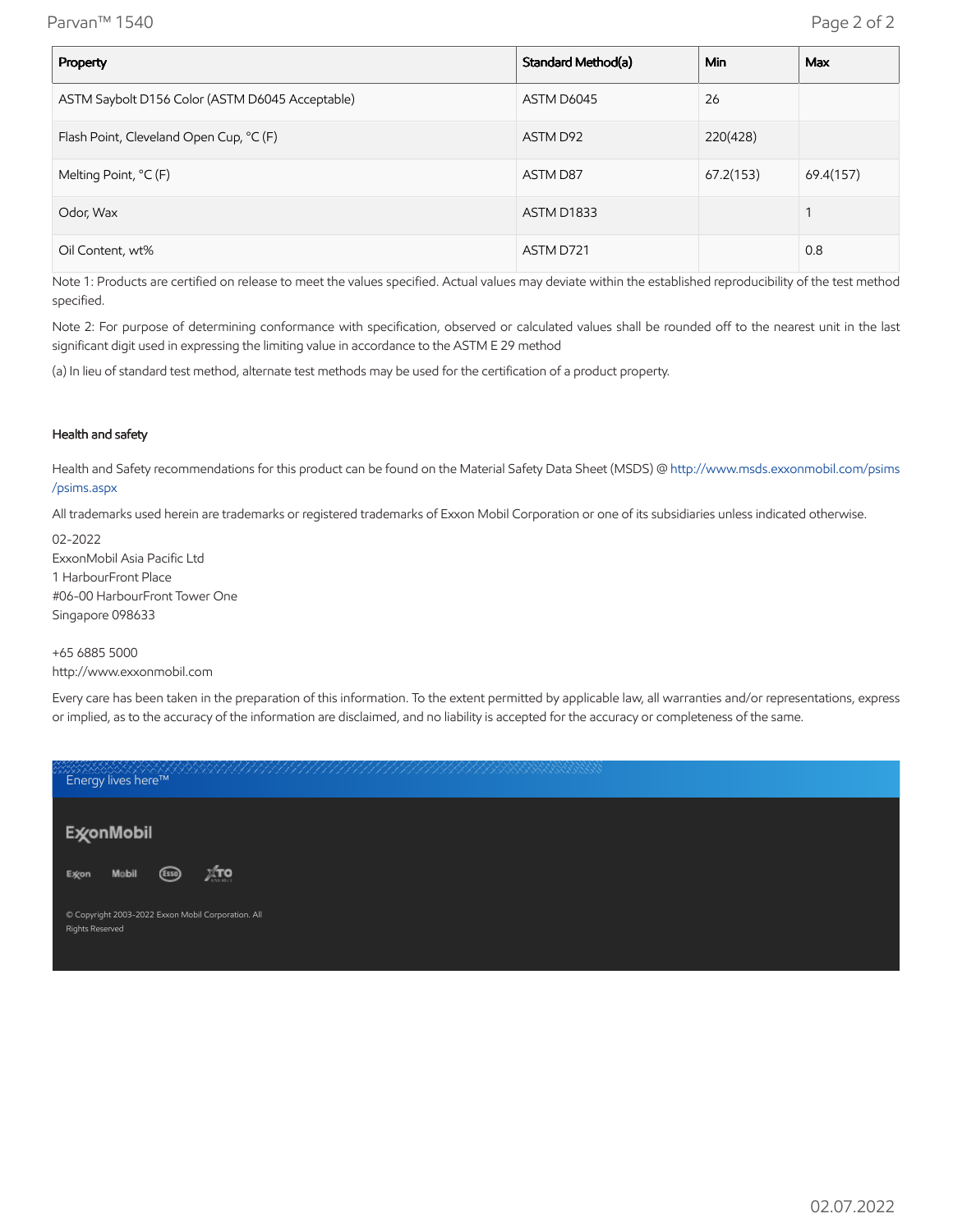| Property | Standard Method(a) | Min | Max |
|---|---|---|---|
| ASTM Saybolt D156 Color (ASTM D6045 Acceptable) | ASTM D6045 | 26 | |
| Flash Point, Cleveland Open Cup, °C (F) | ASTM D92 | 220(428) | |
| Melting Point, °C (F) | ASTM D87 | 67.2(153) | 69.4(157) |
| Odor, Wax | ASTM D1833 | | 1 |
| Oil Content, wt% | ASTM D721 | | 0.8 |

Note 1: Products are certified on release to meet the values specified. Actual values may deviate within the established reproducibility of the test method specified.

Note 2: For purpose of determining conformance with specification, observed or calculated values shall be rounded off to the nearest unit in the last significant digit used in expressing the limiting value in accordance to the ASTM E 29 method

(a) In lieu of standard test method, alternate test methods may be used for the certification of a product property.

### Health and safety

Health and Safety recommendations for this product can be found on the Material Safety Data Sheet (MSDS) @ http://www.msds.exxonmobil.com/psims/psims.aspx

All trademarks used herein are trademarks or registered trademarks of Exxon Mobil Corporation or one of its subsidiaries unless indicated otherwise.

02-2022
ExxonMobil Asia Pacific Ltd
1 HarbourFront Place
#06-00 HarbourFront Tower One
Singapore 098633

+65 6885 5000
http://www.exxonmobil.com

Every care has been taken in the preparation of this information. To the extent permitted by applicable law, all warranties and/or representations, express or implied, as to the accuracy of the information are disclaimed, and no liability is accepted for the accuracy or completeness of the same.

Energy lives here™

ExxonMobil

Exxon Mobil Esso XTO

© Copyright 2003-2022 Exxon Mobil Corporation. All Rights Reserved